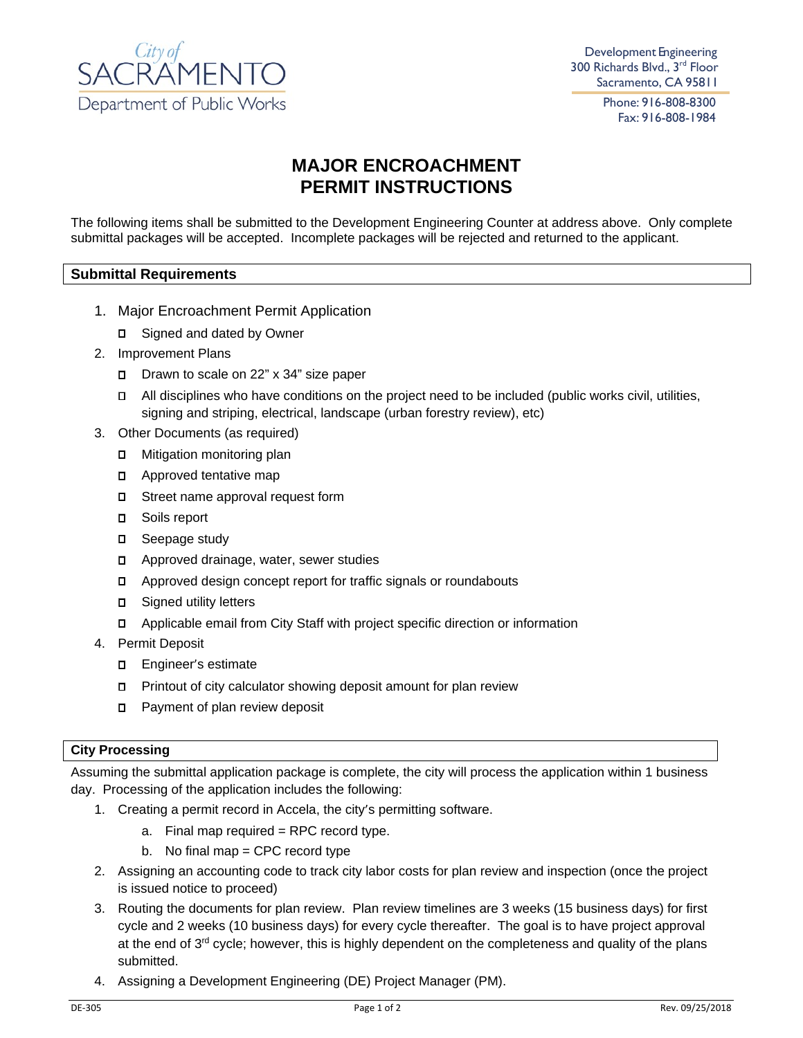City of SACRAMENTO
Department of Public Works

Development Engineering
300 Richards Blvd., 3rd Floor
Sacramento, CA 95811

Phone: 916-808-8300
Fax: 916-808-1984

# MAJOR ENCROACHMENT PERMIT INSTRUCTIONS

The following items shall be submitted to the Development Engineering Counter at address above. Only complete submittal packages will be accepted. Incomplete packages will be rejected and returned to the applicant.

## Submittal Requirements

1. Major Encroachment Permit Application
   - ☐ Signed and dated by Owner
2. Improvement Plans
   - ☐ Drawn to scale on 22" x 34" size paper
   - ☐ All disciplines who have conditions on the project need to be included (public works civil, utilities, signing and striping, electrical, landscape (urban forestry review), etc)
3. Other Documents (as required)
   - ☐ Mitigation monitoring plan
   - ☐ Approved tentative map
   - ☐ Street name approval request form
   - ☐ Soils report
   - ☐ Seepage study
   - ☐ Approved drainage, water, sewer studies
   - ☐ Approved design concept report for traffic signals or roundabouts
   - ☐ Signed utility letters
   - ☐ Applicable email from City Staff with project specific direction or information
4. Permit Deposit
   - ☐ Engineer's estimate
   - ☐ Printout of city calculator showing deposit amount for plan review
   - ☐ Payment of plan review deposit

## City Processing

Assuming the submittal application package is complete, the city will process the application within 1 business day. Processing of the application includes the following:

1. Creating a permit record in Accela, the city's permitting software.
   a. Final map required = RPC record type.
   b. No final map = CPC record type
2. Assigning an accounting code to track city labor costs for plan review and inspection (once the project is issued notice to proceed)
3. Routing the documents for plan review. Plan review timelines are 3 weeks (15 business days) for first cycle and 2 weeks (10 business days) for every cycle thereafter. The goal is to have project approval at the end of 3rd cycle; however, this is highly dependent on the completeness and quality of the plans submitted.
4. Assigning a Development Engineering (DE) Project Manager (PM).

DE-305 Rev. 09/25/2018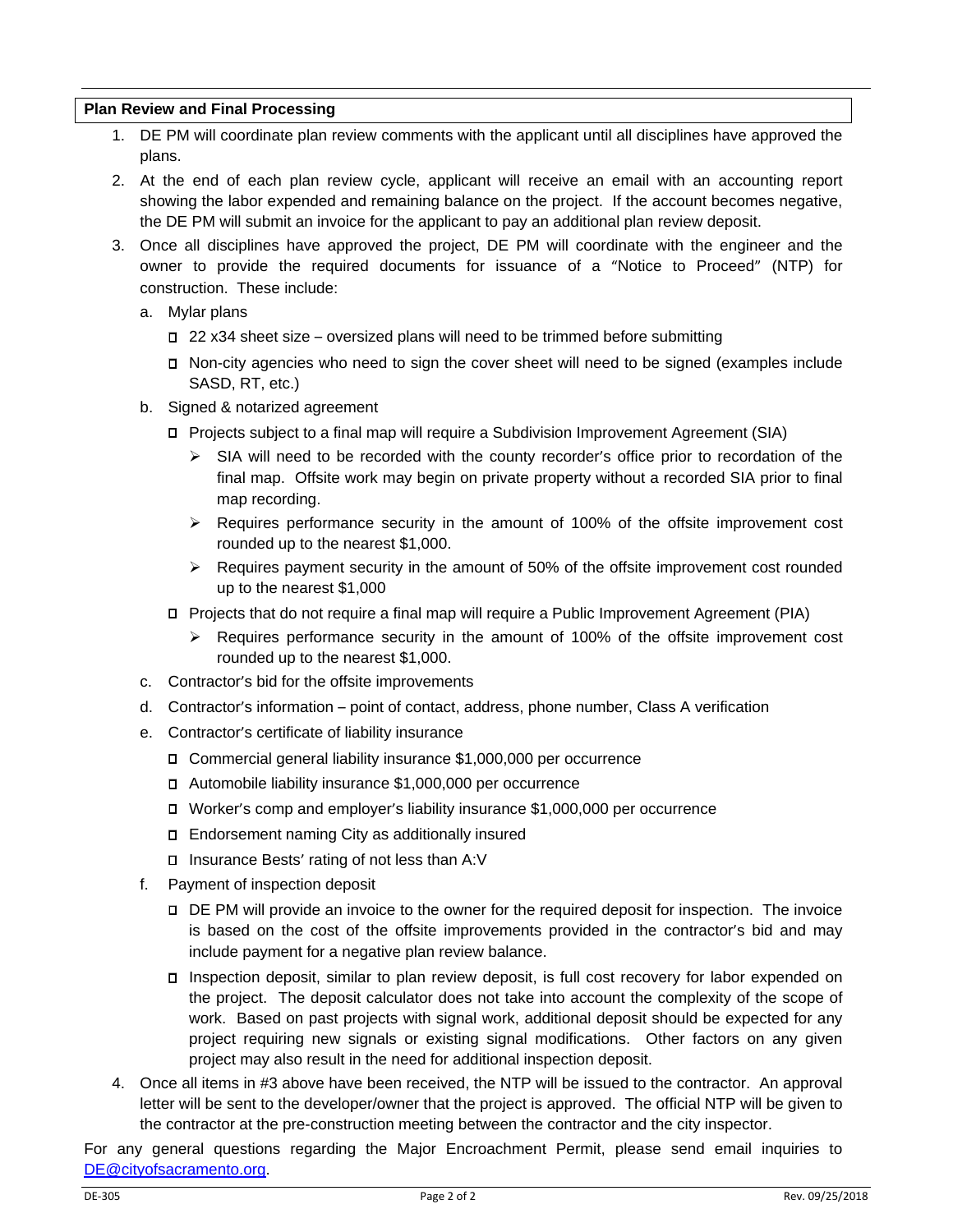**Plan Review and Final Processing**

1. DE PM will coordinate plan review comments with the applicant until all disciplines have approved the plans.
2. At the end of each plan review cycle, applicant will receive an email with an accounting report showing the labor expended and remaining balance on the project. If the account becomes negative, the DE PM will submit an invoice for the applicant to pay an additional plan review deposit.
3. Once all disciplines have approved the project, DE PM will coordinate with the engineer and the owner to provide the required documents for issuance of a "Notice to Proceed" (NTP) for construction. These include:
   a. Mylar plans
      - 22 x34 sheet size – oversized plans will need to be trimmed before submitting
      - Non-city agencies who need to sign the cover sheet will need to be signed (examples include SASD, RT, etc.)
   b. Signed & notarized agreement
      - Projects subject to a final map will require a Subdivision Improvement Agreement (SIA)
        - SIA will need to be recorded with the county recorder's office prior to recordation of the final map. Offsite work may begin on private property without a recorded SIA prior to final map recording.
        - Requires performance security in the amount of 100% of the offsite improvement cost rounded up to the nearest $1,000.
        - Requires payment security in the amount of 50% of the offsite improvement cost rounded up to the nearest $1,000
      - Projects that do not require a final map will require a Public Improvement Agreement (PIA)
        - Requires performance security in the amount of 100% of the offsite improvement cost rounded up to the nearest $1,000.
   c. Contractor's bid for the offsite improvements
   d. Contractor's information – point of contact, address, phone number, Class A verification
   e. Contractor's certificate of liability insurance
      - Commercial general liability insurance $1,000,000 per occurrence
      - Automobile liability insurance $1,000,000 per occurrence
      - Worker's comp and employer's liability insurance $1,000,000 per occurrence
      - Endorsement naming City as additionally insured
      - Insurance Bests' rating of not less than A:V
   f. Payment of inspection deposit
      - DE PM will provide an invoice to the owner for the required deposit for inspection. The invoice is based on the cost of the offsite improvements provided in the contractor's bid and may include payment for a negative plan review balance.
      - Inspection deposit, similar to plan review deposit, is full cost recovery for labor expended on the project. The deposit calculator does not take into account the complexity of the scope of work. Based on past projects with signal work, additional deposit should be expected for any project requiring new signals or existing signal modifications. Other factors on any given project may also result in the need for additional inspection deposit.
4. Once all items in #3 above have been received, the NTP will be issued to the contractor. An approval letter will be sent to the developer/owner that the project is approved. The official NTP will be given to the contractor at the pre-construction meeting between the contractor and the city inspector.

For any general questions regarding the Major Encroachment Permit, please send email inquiries to DE@cityofsacramento.org.